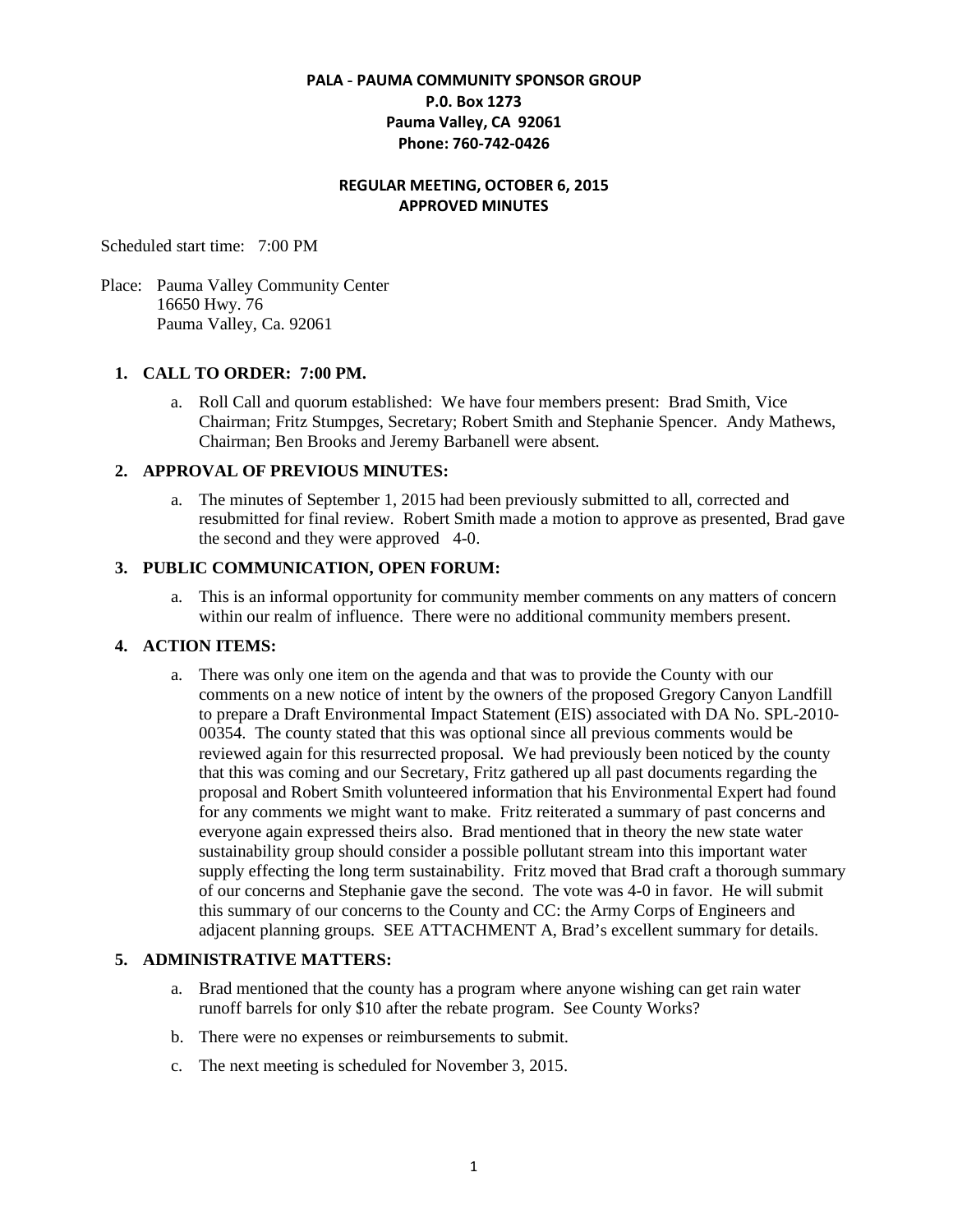**PALA - PAUMA COMMUNITY SPONSOR GROUP**
**P.0. Box 1273**
**Pauma Valley, CA 92061**
**Phone: 760-742-0426**

**REGULAR MEETING, OCTOBER 6, 2015**
**APPROVED MINUTES**

Scheduled start time: 7:00 PM

Place: Pauma Valley Community Center
16650 Hwy. 76
Pauma Valley, Ca. 92061

1. **CALL TO ORDER: 7:00 PM.**

   a. Roll Call and quorum established: We have four members present: Brad Smith, Vice Chairman; Fritz Stumpges, Secretary; Robert Smith and Stephanie Spencer. Andy Mathews, Chairman; Ben Brooks and Jeremy Barbanell were absent.

2. **APPROVAL OF PREVIOUS MINUTES:**

   a. The minutes of September 1, 2015 had been previously submitted to all, corrected and resubmitted for final review. Robert Smith made a motion to approve as presented, Brad gave the second and they were approved 4-0.

3. **PUBLIC COMMUNICATION, OPEN FORUM:**

   a. This is an informal opportunity for community member comments on any matters of concern within our realm of influence. There were no additional community members present.

4. **ACTION ITEMS:**

   a. There was only one item on the agenda and that was to provide the County with our comments on a new notice of intent by the owners of the proposed Gregory Canyon Landfill to prepare a Draft Environmental Impact Statement (EIS) associated with DA No. SPL-2010-00354. The county stated that this was optional since all previous comments would be reviewed again for this resurrected proposal. We had previously been noticed by the county that this was coming and our Secretary, Fritz gathered up all past documents regarding the proposal and Robert Smith volunteered information that his Environmental Expert had found for any comments we might want to make. Fritz reiterated a summary of past concerns and everyone again expressed theirs also. Brad mentioned that in theory the new state water sustainability group should consider a possible pollutant stream into this important water supply effecting the long term sustainability. Fritz moved that Brad craft a thorough summary of our concerns and Stephanie gave the second. The vote was 4-0 in favor. He will submit this summary of our concerns to the County and CC: the Army Corps of Engineers and adjacent planning groups. SEE ATTACHMENT A, Brad's excellent summary for details.

5. **ADMINISTRATIVE MATTERS:**

   a. Brad mentioned that the county has a program where anyone wishing can get rain water runoff barrels for only $10 after the rebate program. See County Works?

   b. There were no expenses or reimbursements to submit.

   c. The next meeting is scheduled for November 3, 2015.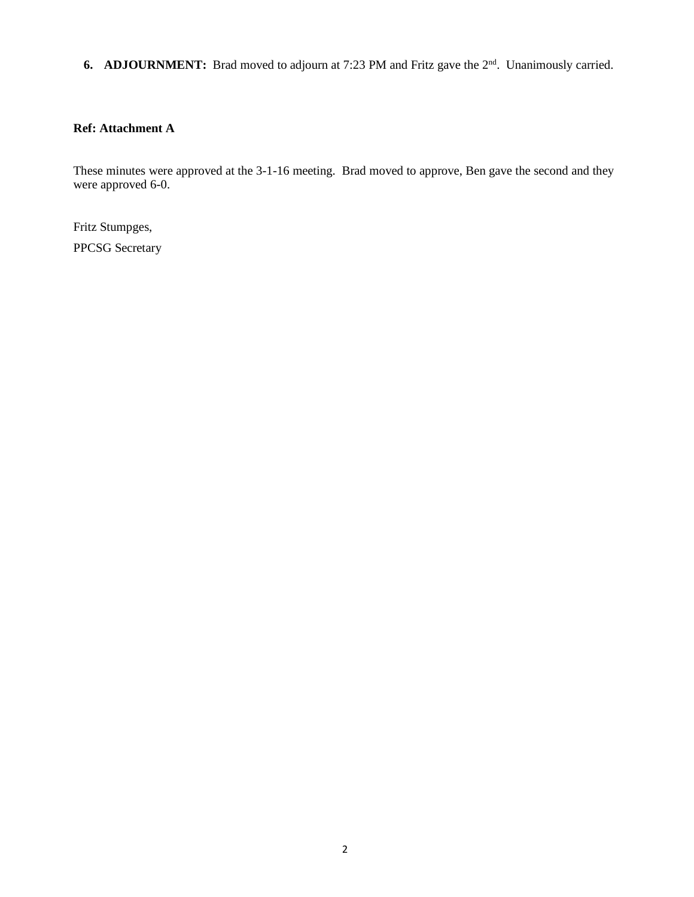6. **ADJOURNMENT:** Brad moved to adjourn at 7:23 PM and Fritz gave the 2nd. Unanimously carried.

**Ref: Attachment A**

These minutes were approved at the 3-1-16 meeting. Brad moved to approve, Ben gave the second and they were approved 6-0.

Fritz Stumpges,

PPCSG Secretary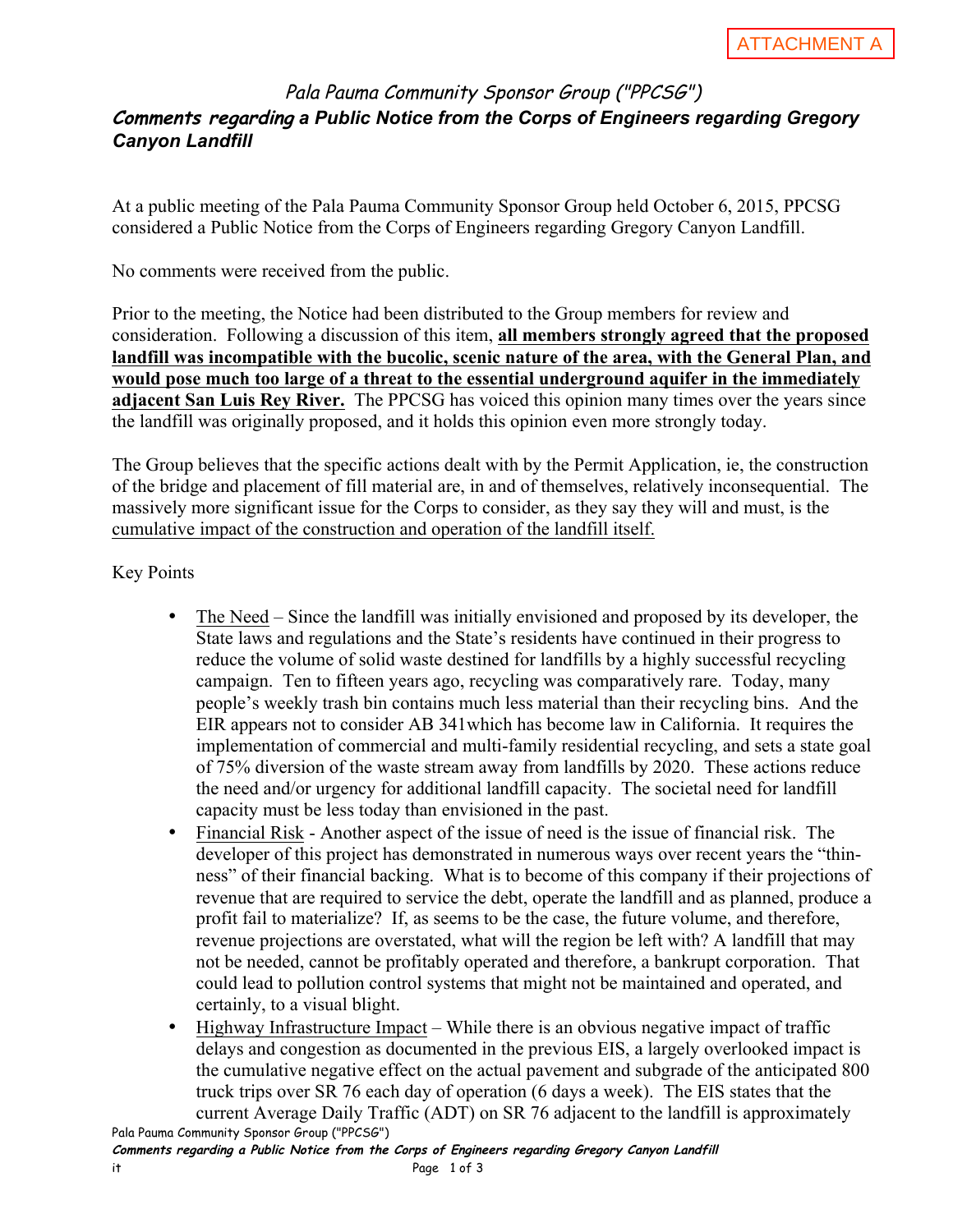ATTACHMENT A

## *Pala Pauma Community Sponsor Group ("PPCSG")*

## ***Comments regarding a Public Notice from the Corps of Engineers regarding Gregory Canyon Landfill***

At a public meeting of the Pala Pauma Community Sponsor Group held October 6, 2015, PPCSG considered a Public Notice from the Corps of Engineers regarding Gregory Canyon Landfill.

No comments were received from the public.

Prior to the meeting, the Notice had been distributed to the Group members for review and consideration. Following a discussion of this item, <u>**all members strongly agreed that the proposed landfill was incompatible with the bucolic, scenic nature of the area, with the General Plan, and would pose much too large of a threat to the essential underground aquifer in the immediately adjacent San Luis Rey River.**</u> The PPCSG has voiced this opinion many times over the years since the landfill was originally proposed, and it holds this opinion even more strongly today.

The Group believes that the specific actions dealt with by the Permit Application, ie, the construction of the bridge and placement of fill material are, in and of themselves, relatively inconsequential. The massively more significant issue for the Corps to consider, as they say they will and must, is the <u>cumulative impact of the construction and operation of the landfill itself.</u>

Key Points

- <u>The Need</u> – Since the landfill was initially envisioned and proposed by its developer, the State laws and regulations and the State's residents have continued in their progress to reduce the volume of solid waste destined for landfills by a highly successful recycling campaign. Ten to fifteen years ago, recycling was comparatively rare. Today, many people's weekly trash bin contains much less material than their recycling bins. And the EIR appears not to consider AB 341which has become law in California. It requires the implementation of commercial and multi-family residential recycling, and sets a state goal of 75% diversion of the waste stream away from landfills by 2020. These actions reduce the need and/or urgency for additional landfill capacity. The societal need for landfill capacity must be less today than envisioned in the past.
- <u>Financial Risk</u> - Another aspect of the issue of need is the issue of financial risk. The developer of this project has demonstrated in numerous ways over recent years the "thin-ness" of their financial backing. What is to become of this company if their projections of revenue that are required to service the debt, operate the landfill and as planned, produce a profit fail to materialize? If, as seems to be the case, the future volume, and therefore, revenue projections are overstated, what will the region be left with? A landfill that may not be needed, cannot be profitably operated and therefore, a bankrupt corporation. That could lead to pollution control systems that might not be maintained and operated, and certainly, to a visual blight.
- <u>Highway Infrastructure Impact</u> – While there is an obvious negative impact of traffic delays and congestion as documented in the previous EIS, a largely overlooked impact is the cumulative negative effect on the actual pavement and subgrade of the anticipated 800 truck trips over SR 76 each day of operation (6 days a week). The EIS states that the current Average Daily Traffic (ADT) on SR 76 adjacent to the landfill is approximately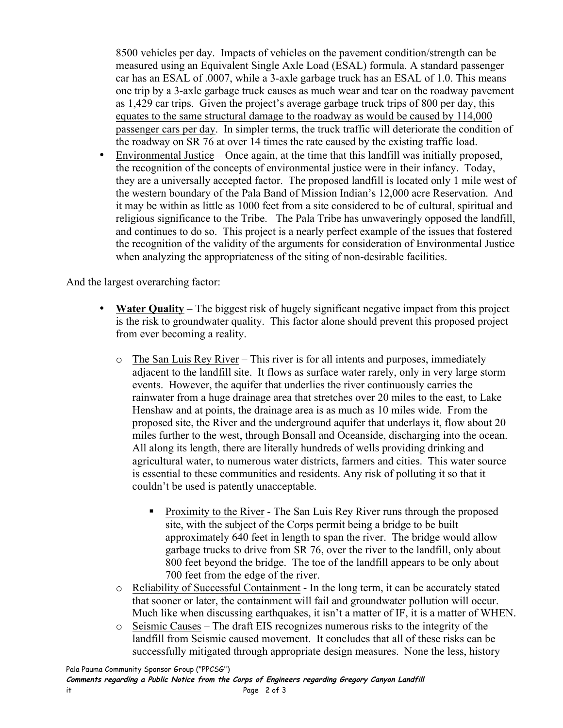8500 vehicles per day. Impacts of vehicles on the pavement condition/strength can be measured using an Equivalent Single Axle Load (ESAL) formula. A standard passenger car has an ESAL of .0007, while a 3-axle garbage truck has an ESAL of 1.0. This means one trip by a 3-axle garbage truck causes as much wear and tear on the roadway pavement as 1,429 car trips. Given the project's average garbage truck trips of 800 per day, <u>this equates to the same structural damage to the roadway as would be caused by 114,000 passenger cars per day</u>. In simpler terms, the truck traffic will deteriorate the condition of the roadway on SR 76 at over 14 times the rate caused by the existing traffic load.

- <u>Environmental Justice</u> – Once again, at the time that this landfill was initially proposed, the recognition of the concepts of environmental justice were in their infancy. Today, they are a universally accepted factor. The proposed landfill is located only 1 mile west of the western boundary of the Pala Band of Mission Indian's 12,000 acre Reservation. And it may be within as little as 1000 feet from a site considered to be of cultural, spiritual and religious significance to the Tribe. The Pala Tribe has unwaveringly opposed the landfill, and continues to do so. This project is a nearly perfect example of the issues that fostered the recognition of the validity of the arguments for consideration of Environmental Justice when analyzing the appropriateness of the siting of non-desirable facilities.

And the largest overarching factor:

- **<u>Water Quality</u>** – The biggest risk of hugely significant negative impact from this project is the risk to groundwater quality. This factor alone should prevent this proposed project from ever becoming a reality.

  - <u>The San Luis Rey River</u> – This river is for all intents and purposes, immediately adjacent to the landfill site. It flows as surface water rarely, only in very large storm events. However, the aquifer that underlies the river continuously carries the rainwater from a huge drainage area that stretches over 20 miles to the east, to Lake Henshaw and at points, the drainage area is as much as 10 miles wide. From the proposed site, the River and the underground aquifer that underlays it, flow about 20 miles further to the west, through Bonsall and Oceanside, discharging into the ocean. All along its length, there are literally hundreds of wells providing drinking and agricultural water, to numerous water districts, farmers and cities. This water source is essential to these communities and residents. Any risk of polluting it so that it couldn't be used is patently unacceptable.

    - <u>Proximity to the River</u> - The San Luis Rey River runs through the proposed site, with the subject of the Corps permit being a bridge to be built approximately 640 feet in length to span the river. The bridge would allow garbage trucks to drive from SR 76, over the river to the landfill, only about 800 feet beyond the bridge. The toe of the landfill appears to be only about 700 feet from the edge of the river.

  - <u>Reliability of Successful Containment</u> - In the long term, it can be accurately stated that sooner or later, the containment will fail and groundwater pollution will occur. Much like when discussing earthquakes, it isn't a matter of IF, it is a matter of WHEN.
  - <u>Seismic Causes</u> – The draft EIS recognizes numerous risks to the integrity of the landfill from Seismic caused movement. It concludes that all of these risks can be successfully mitigated through appropriate design measures. None the less, history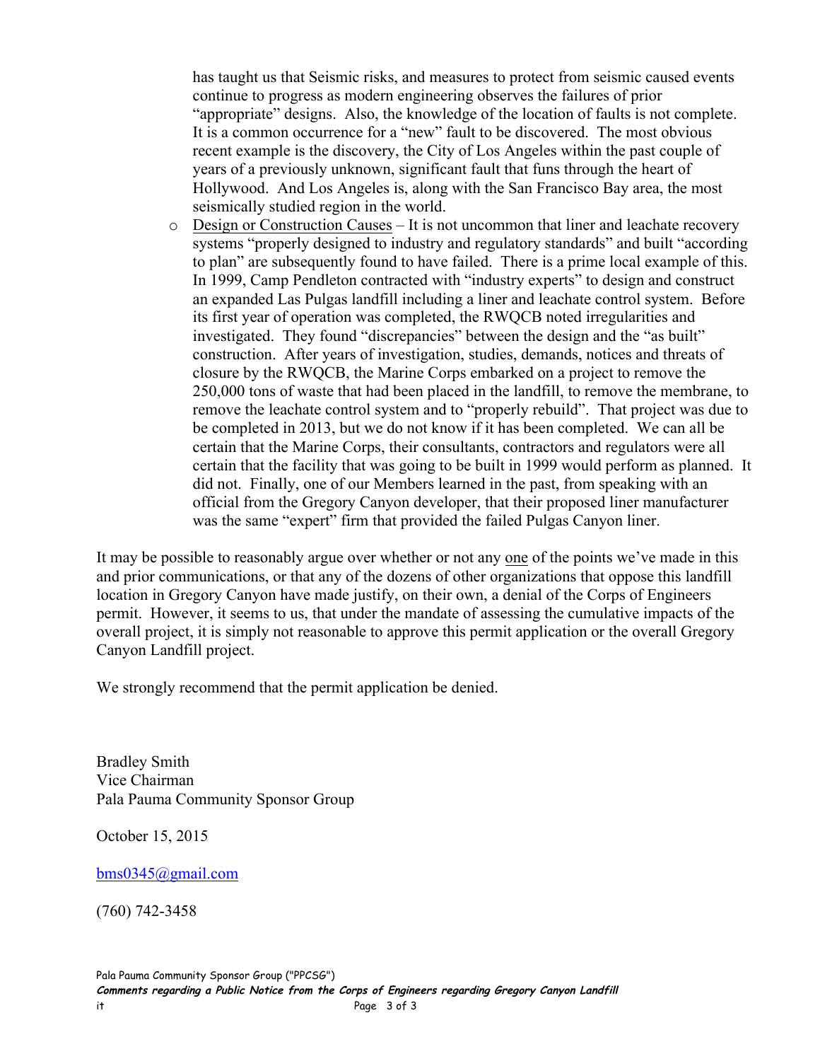has taught us that Seismic risks, and measures to protect from seismic caused events continue to progress as modern engineering observes the failures of prior "appropriate" designs. Also, the knowledge of the location of faults is not complete. It is a common occurrence for a "new" fault to be discovered. The most obvious recent example is the discovery, the City of Los Angeles within the past couple of years of a previously unknown, significant fault that funs through the heart of Hollywood. And Los Angeles is, along with the San Francisco Bay area, the most seismically studied region in the world.

- Design or Construction Causes – It is not uncommon that liner and leachate recovery systems "properly designed to industry and regulatory standards" and built "according to plan" are subsequently found to have failed. There is a prime local example of this. In 1999, Camp Pendleton contracted with "industry experts" to design and construct an expanded Las Pulgas landfill including a liner and leachate control system. Before its first year of operation was completed, the RWQCB noted irregularities and investigated. They found "discrepancies" between the design and the "as built" construction. After years of investigation, studies, demands, notices and threats of closure by the RWQCB, the Marine Corps embarked on a project to remove the 250,000 tons of waste that had been placed in the landfill, to remove the membrane, to remove the leachate control system and to "properly rebuild". That project was due to be completed in 2013, but we do not know if it has been completed. We can all be certain that the Marine Corps, their consultants, contractors and regulators were all certain that the facility that was going to be built in 1999 would perform as planned. It did not. Finally, one of our Members learned in the past, from speaking with an official from the Gregory Canyon developer, that their proposed liner manufacturer was the same "expert" firm that provided the failed Pulgas Canyon liner.

It may be possible to reasonably argue over whether or not any one of the points we've made in this and prior communications, or that any of the dozens of other organizations that oppose this landfill location in Gregory Canyon have made justify, on their own, a denial of the Corps of Engineers permit. However, it seems to us, that under the mandate of assessing the cumulative impacts of the overall project, it is simply not reasonable to approve this permit application or the overall Gregory Canyon Landfill project.

We strongly recommend that the permit application be denied.

Bradley Smith
Vice Chairman
Pala Pauma Community Sponsor Group

October 15, 2015

bms0345@gmail.com

(760) 742-3458